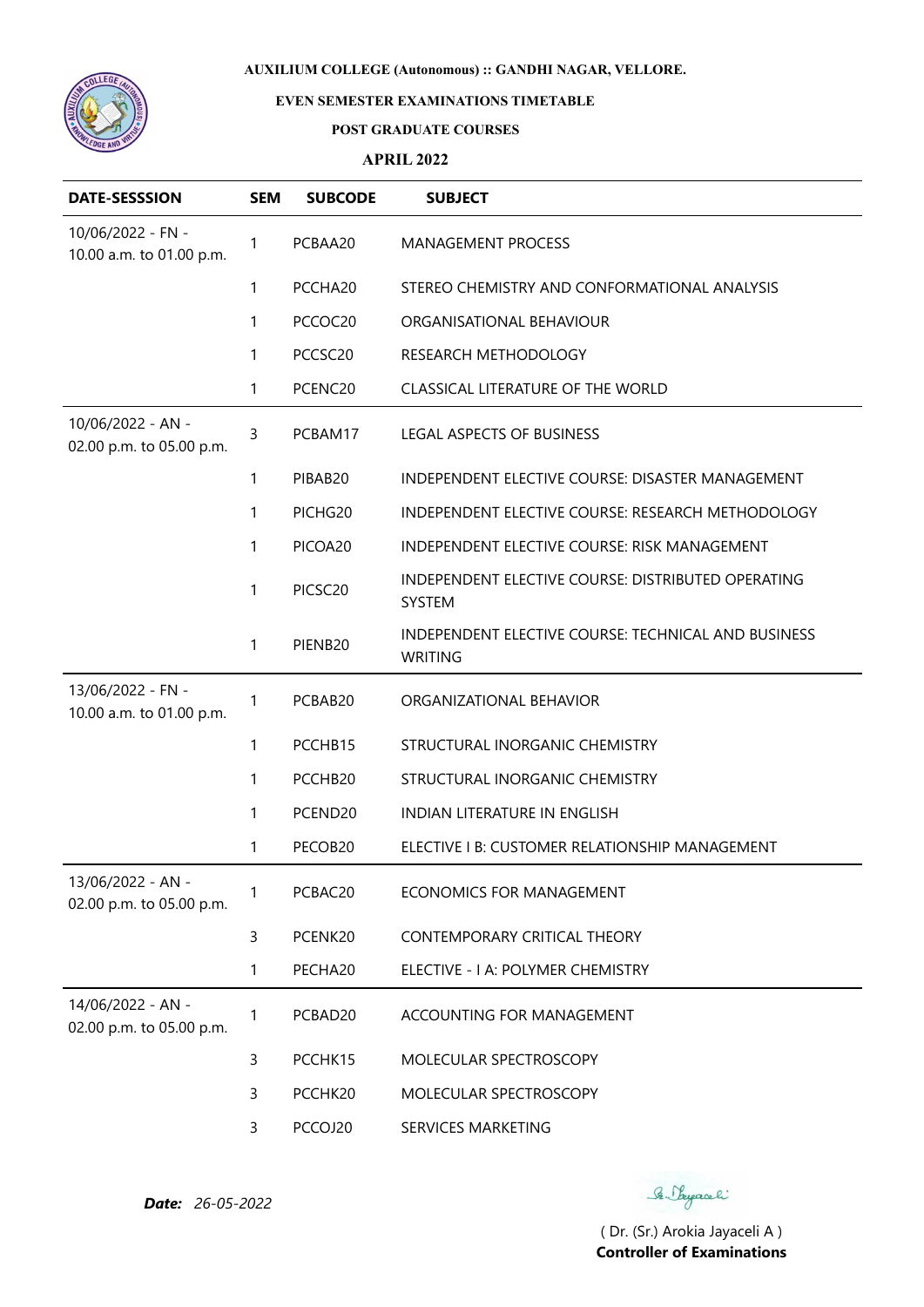**AUXILIUM COLLEGE (Autonomous) :: GANDHI NAGAR, VELLORE.**

**EVEN SEMESTER EXAMINATIONS TIMETABLE**

**POST GRADUATE COURSES**

**APRIL 2022**

| DATE-SESSSION | SEM | SUBCODE | SUBJECT |
|---|---|---|---|
| 10/06/2022 - FN - 10.00 a.m. to 01.00 p.m. | 1 | PCBAA20 | MANAGEMENT PROCESS |
| | 1 | PCCHA20 | STEREO CHEMISTRY AND CONFORMATIONAL ANALYSIS |
| | 1 | PCCOC20 | ORGANISATIONAL BEHAVIOUR |
| | 1 | PCCSC20 | RESEARCH METHODOLOGY |
| | 1 | PCENC20 | CLASSICAL LITERATURE OF THE WORLD |
| 10/06/2022 - AN - 02.00 p.m. to 05.00 p.m. | 3 | PCBAM17 | LEGAL ASPECTS OF BUSINESS |
| | 1 | PIBAB20 | INDEPENDENT ELECTIVE COURSE: DISASTER MANAGEMENT |
| | 1 | PICHG20 | INDEPENDENT ELECTIVE COURSE: RESEARCH METHODOLOGY |
| | 1 | PICOA20 | INDEPENDENT ELECTIVE COURSE: RISK MANAGEMENT |
| | 1 | PICSC20 | INDEPENDENT ELECTIVE COURSE: DISTRIBUTED OPERATING SYSTEM |
| | 1 | PIENB20 | INDEPENDENT ELECTIVE COURSE: TECHNICAL AND BUSINESS WRITING |
| 13/06/2022 - FN - 10.00 a.m. to 01.00 p.m. | 1 | PCBAB20 | ORGANIZATIONAL BEHAVIOR |
| | 1 | PCCHB15 | STRUCTURAL INORGANIC CHEMISTRY |
| | 1 | PCCHB20 | STRUCTURAL INORGANIC CHEMISTRY |
| | 1 | PCEND20 | INDIAN LITERATURE IN ENGLISH |
| | 1 | PECOB20 | ELECTIVE I B: CUSTOMER RELATIONSHIP MANAGEMENT |
| 13/06/2022 - AN - 02.00 p.m. to 05.00 p.m. | 1 | PCBAC20 | ECONOMICS FOR MANAGEMENT |
| | 3 | PCENK20 | CONTEMPORARY CRITICAL THEORY |
| | 1 | PECHA20 | ELECTIVE - I A: POLYMER CHEMISTRY |
| 14/06/2022 - AN - 02.00 p.m. to 05.00 p.m. | 1 | PCBAD20 | ACCOUNTING FOR MANAGEMENT |
| | 3 | PCCHK15 | MOLECULAR SPECTROSCOPY |
| | 3 | PCCHK20 | MOLECULAR SPECTROSCOPY |
| | 3 | PCCOJ20 | SERVICES MARKETING |

***Date:*** *26-05-2022*

( Dr. (Sr.) Arokia Jayaceli A )
**Controller of Examinations**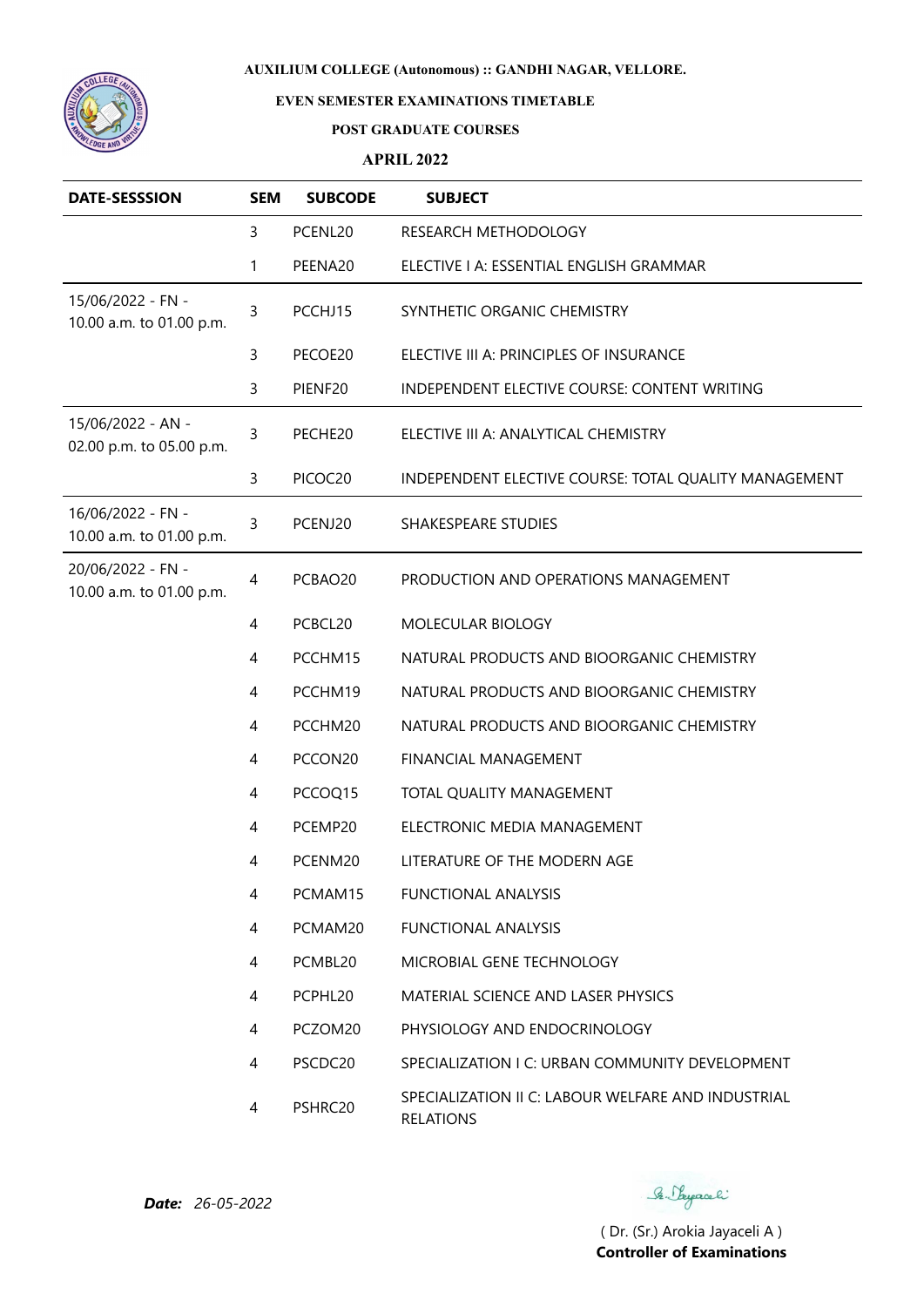**AUXILIUM COLLEGE (Autonomous) :: GANDHI NAGAR, VELLORE.**

**EVEN SEMESTER EXAMINATIONS TIMETABLE**

**POST GRADUATE COURSES**

**APRIL 2022**

| DATE-SESSSION | SEM | SUBCODE | SUBJECT |
|---|---|---|---|
| | 3 | PCENL20 | RESEARCH METHODOLOGY |
| | 1 | PEENA20 | ELECTIVE I A: ESSENTIAL ENGLISH GRAMMAR |
| 15/06/2022 - FN - 10.00 a.m. to 01.00 p.m. | 3 | PCCHJ15 | SYNTHETIC ORGANIC CHEMISTRY |
| | 3 | PECOE20 | ELECTIVE III A: PRINCIPLES OF INSURANCE |
| | 3 | PIENF20 | INDEPENDENT ELECTIVE COURSE: CONTENT WRITING |
| 15/06/2022 - AN - 02.00 p.m. to 05.00 p.m. | 3 | PECHE20 | ELECTIVE III A: ANALYTICAL CHEMISTRY |
| | 3 | PICOC20 | INDEPENDENT ELECTIVE COURSE: TOTAL QUALITY MANAGEMENT |
| 16/06/2022 - FN - 10.00 a.m. to 01.00 p.m. | 3 | PCENJ20 | SHAKESPEARE STUDIES |
| 20/06/2022 - FN - 10.00 a.m. to 01.00 p.m. | 4 | PCBAO20 | PRODUCTION AND OPERATIONS MANAGEMENT |
| | 4 | PCBCL20 | MOLECULAR BIOLOGY |
| | 4 | PCCHM15 | NATURAL PRODUCTS AND BIOORGANIC CHEMISTRY |
| | 4 | PCCHM19 | NATURAL PRODUCTS AND BIOORGANIC CHEMISTRY |
| | 4 | PCCHM20 | NATURAL PRODUCTS AND BIOORGANIC CHEMISTRY |
| | 4 | PCCON20 | FINANCIAL MANAGEMENT |
| | 4 | PCCOQ15 | TOTAL QUALITY MANAGEMENT |
| | 4 | PCEMP20 | ELECTRONIC MEDIA MANAGEMENT |
| | 4 | PCENM20 | LITERATURE OF THE MODERN AGE |
| | 4 | PCMAM15 | FUNCTIONAL ANALYSIS |
| | 4 | PCMAM20 | FUNCTIONAL ANALYSIS |
| | 4 | PCMBL20 | MICROBIAL GENE TECHNOLOGY |
| | 4 | PCPHL20 | MATERIAL SCIENCE AND LASER PHYSICS |
| | 4 | PCZOM20 | PHYSIOLOGY AND ENDOCRINOLOGY |
| | 4 | PSCDC20 | SPECIALIZATION I C: URBAN COMMUNITY DEVELOPMENT |
| | 4 | PSHRC20 | SPECIALIZATION II C: LABOUR WELFARE AND INDUSTRIAL RELATIONS |

***Date:*** *26-05-2022*

( Dr. (Sr.) Arokia Jayaceli A )
**Controller of Examinations**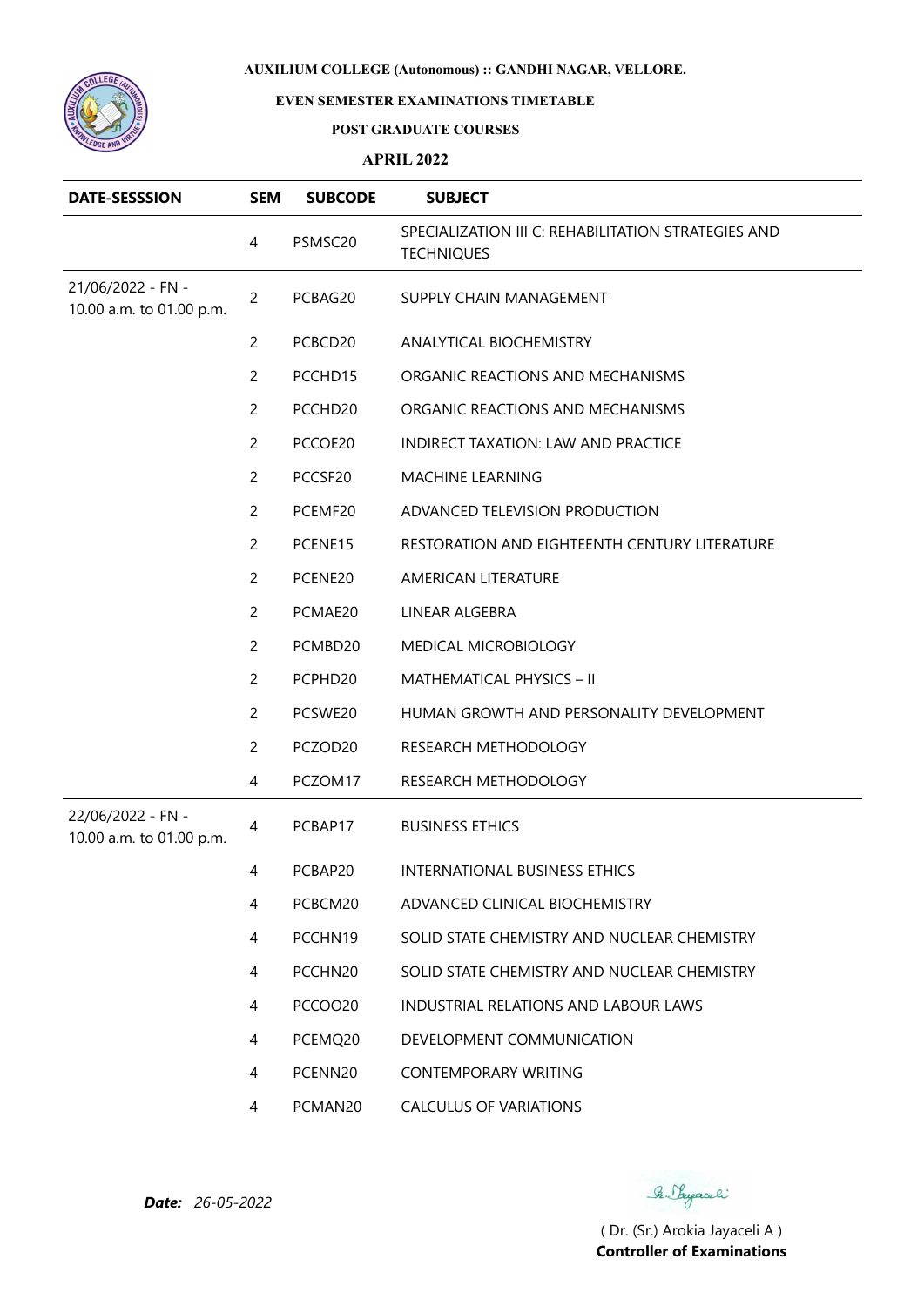**AUXILIUM COLLEGE (Autonomous) :: GANDHI NAGAR, VELLORE.**

**EVEN SEMESTER EXAMINATIONS TIMETABLE**

**POST GRADUATE COURSES**

**APRIL 2022**

| DATE-SESSSION | SEM | SUBCODE | SUBJECT |
|---|---|---|---|
| | 4 | PSMSC20 | SPECIALIZATION III C: REHABILITATION STRATEGIES AND TECHNIQUES |
| 21/06/2022 - FN - 10.00 a.m. to 01.00 p.m. | 2 | PCBAG20 | SUPPLY CHAIN MANAGEMENT |
| | 2 | PCBCD20 | ANALYTICAL BIOCHEMISTRY |
| | 2 | PCCHD15 | ORGANIC REACTIONS AND MECHANISMS |
| | 2 | PCCHD20 | ORGANIC REACTIONS AND MECHANISMS |
| | 2 | PCCOE20 | INDIRECT TAXATION: LAW AND PRACTICE |
| | 2 | PCCSF20 | MACHINE LEARNING |
| | 2 | PCEMF20 | ADVANCED TELEVISION PRODUCTION |
| | 2 | PCENE15 | RESTORATION AND EIGHTEENTH CENTURY LITERATURE |
| | 2 | PCENE20 | AMERICAN LITERATURE |
| | 2 | PCMAE20 | LINEAR ALGEBRA |
| | 2 | PCMBD20 | MEDICAL MICROBIOLOGY |
| | 2 | PCPHD20 | MATHEMATICAL PHYSICS – II |
| | 2 | PCSWE20 | HUMAN GROWTH AND PERSONALITY DEVELOPMENT |
| | 2 | PCZOD20 | RESEARCH METHODOLOGY |
| | 4 | PCZOM17 | RESEARCH METHODOLOGY |
| 22/06/2022 - FN - 10.00 a.m. to 01.00 p.m. | 4 | PCBAP17 | BUSINESS ETHICS |
| | 4 | PCBAP20 | INTERNATIONAL BUSINESS ETHICS |
| | 4 | PCBCM20 | ADVANCED CLINICAL BIOCHEMISTRY |
| | 4 | PCCHN19 | SOLID STATE CHEMISTRY AND NUCLEAR CHEMISTRY |
| | 4 | PCCHN20 | SOLID STATE CHEMISTRY AND NUCLEAR CHEMISTRY |
| | 4 | PCCOO20 | INDUSTRIAL RELATIONS AND LABOUR LAWS |
| | 4 | PCEMQ20 | DEVELOPMENT COMMUNICATION |
| | 4 | PCENN20 | CONTEMPORARY WRITING |
| | 4 | PCMAN20 | CALCULUS OF VARIATIONS |

***Date:*** *26-05-2022*

( Dr. (Sr.) Arokia Jayaceli A )
**Controller of Examinations**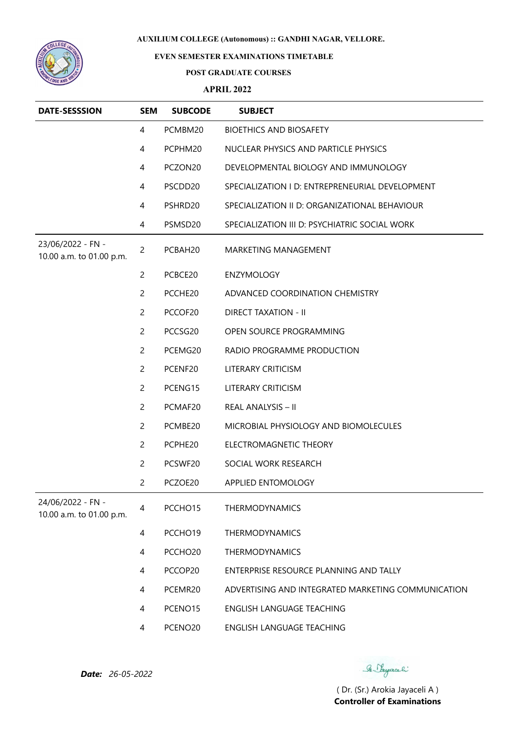**AUXILIUM COLLEGE (Autonomous) :: GANDHI NAGAR, VELLORE.**

**EVEN SEMESTER EXAMINATIONS TIMETABLE**

**POST GRADUATE COURSES**

**APRIL 2022**

| DATE-SESSSION | SEM | SUBCODE | SUBJECT |
|---|---|---|---|
| | 4 | PCMBM20 | BIOETHICS AND BIOSAFETY |
| | 4 | PCPHM20 | NUCLEAR PHYSICS AND PARTICLE PHYSICS |
| | 4 | PCZON20 | DEVELOPMENTAL BIOLOGY AND IMMUNOLOGY |
| | 4 | PSCDD20 | SPECIALIZATION I D: ENTREPRENEURIAL DEVELOPMENT |
| | 4 | PSHRD20 | SPECIALIZATION II D: ORGANIZATIONAL BEHAVIOUR |
| | 4 | PSMSD20 | SPECIALIZATION III D: PSYCHIATRIC SOCIAL WORK |
| 23/06/2022 - FN - 10.00 a.m. to 01.00 p.m. | 2 | PCBAH20 | MARKETING MANAGEMENT |
| | 2 | PCBCE20 | ENZYMOLOGY |
| | 2 | PCCHE20 | ADVANCED COORDINATION CHEMISTRY |
| | 2 | PCCOF20 | DIRECT TAXATION - II |
| | 2 | PCCSG20 | OPEN SOURCE PROGRAMMING |
| | 2 | PCEMG20 | RADIO PROGRAMME PRODUCTION |
| | 2 | PCENF20 | LITERARY CRITICISM |
| | 2 | PCENG15 | LITERARY CRITICISM |
| | 2 | PCMAF20 | REAL ANALYSIS – II |
| | 2 | PCMBE20 | MICROBIAL PHYSIOLOGY AND BIOMOLECULES |
| | 2 | PCPHE20 | ELECTROMAGNETIC THEORY |
| | 2 | PCSWF20 | SOCIAL WORK RESEARCH |
| | 2 | PCZOE20 | APPLIED ENTOMOLOGY |
| 24/06/2022 - FN - 10.00 a.m. to 01.00 p.m. | 4 | PCCHO15 | THERMODYNAMICS |
| | 4 | PCCHO19 | THERMODYNAMICS |
| | 4 | PCCHO20 | THERMODYNAMICS |
| | 4 | PCCOP20 | ENTERPRISE RESOURCE PLANNING AND TALLY |
| | 4 | PCEMR20 | ADVERTISING AND INTEGRATED MARKETING COMMUNICATION |
| | 4 | PCENO15 | ENGLISH LANGUAGE TEACHING |
| | 4 | PCENO20 | ENGLISH LANGUAGE TEACHING |

***Date:*** *26-05-2022*

( Dr. (Sr.) Arokia Jayaceli A )
**Controller of Examinations**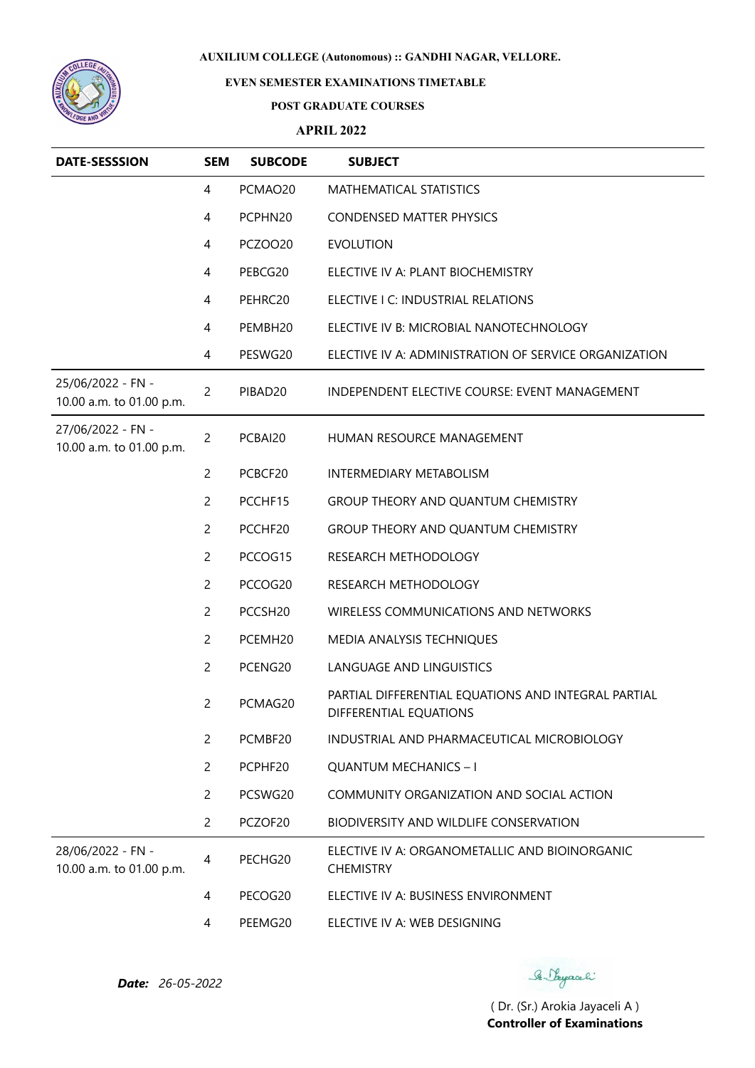**AUXILIUM COLLEGE (Autonomous) :: GANDHI NAGAR, VELLORE.**

**EVEN SEMESTER EXAMINATIONS TIMETABLE**

**POST GRADUATE COURSES**

**APRIL 2022**

| DATE-SESSSION | SEM | SUBCODE | SUBJECT |
|---|---|---|---|
| | 4 | PCMAO20 | MATHEMATICAL STATISTICS |
| | 4 | PCPHN20 | CONDENSED MATTER PHYSICS |
| | 4 | PCZOO20 | EVOLUTION |
| | 4 | PEBCG20 | ELECTIVE IV A: PLANT BIOCHEMISTRY |
| | 4 | PEHRC20 | ELECTIVE I C: INDUSTRIAL RELATIONS |
| | 4 | PEMBH20 | ELECTIVE IV B: MICROBIAL NANOTECHNOLOGY |
| | 4 | PESWG20 | ELECTIVE IV A: ADMINISTRATION OF SERVICE ORGANIZATION |
| 25/06/2022 - FN - 10.00 a.m. to 01.00 p.m. | 2 | PIBAD20 | INDEPENDENT ELECTIVE COURSE: EVENT MANAGEMENT |
| 27/06/2022 - FN - 10.00 a.m. to 01.00 p.m. | 2 | PCBAI20 | HUMAN RESOURCE MANAGEMENT |
| | 2 | PCBCF20 | INTERMEDIARY METABOLISM |
| | 2 | PCCHF15 | GROUP THEORY AND QUANTUM CHEMISTRY |
| | 2 | PCCHF20 | GROUP THEORY AND QUANTUM CHEMISTRY |
| | 2 | PCCOG15 | RESEARCH METHODOLOGY |
| | 2 | PCCOG20 | RESEARCH METHODOLOGY |
| | 2 | PCCSH20 | WIRELESS COMMUNICATIONS AND NETWORKS |
| | 2 | PCEMH20 | MEDIA ANALYSIS TECHNIQUES |
| | 2 | PCENG20 | LANGUAGE AND LINGUISTICS |
| | 2 | PCMAG20 | PARTIAL DIFFERENTIAL EQUATIONS AND INTEGRAL PARTIAL DIFFERENTIAL EQUATIONS |
| | 2 | PCMBF20 | INDUSTRIAL AND PHARMACEUTICAL MICROBIOLOGY |
| | 2 | PCPHF20 | QUANTUM MECHANICS – I |
| | 2 | PCSWG20 | COMMUNITY ORGANIZATION AND SOCIAL ACTION |
| | 2 | PCZOF20 | BIODIVERSITY AND WILDLIFE CONSERVATION |
| 28/06/2022 - FN - 10.00 a.m. to 01.00 p.m. | 4 | PECHG20 | ELECTIVE IV A: ORGANOMETALLIC AND BIOINORGANIC CHEMISTRY |
| | 4 | PECOG20 | ELECTIVE IV A: BUSINESS ENVIRONMENT |
| | 4 | PEEMG20 | ELECTIVE IV A: WEB DESIGNING |

***Date:*** *26-05-2022*

( Dr. (Sr.) Arokia Jayaceli A )
**Controller of Examinations**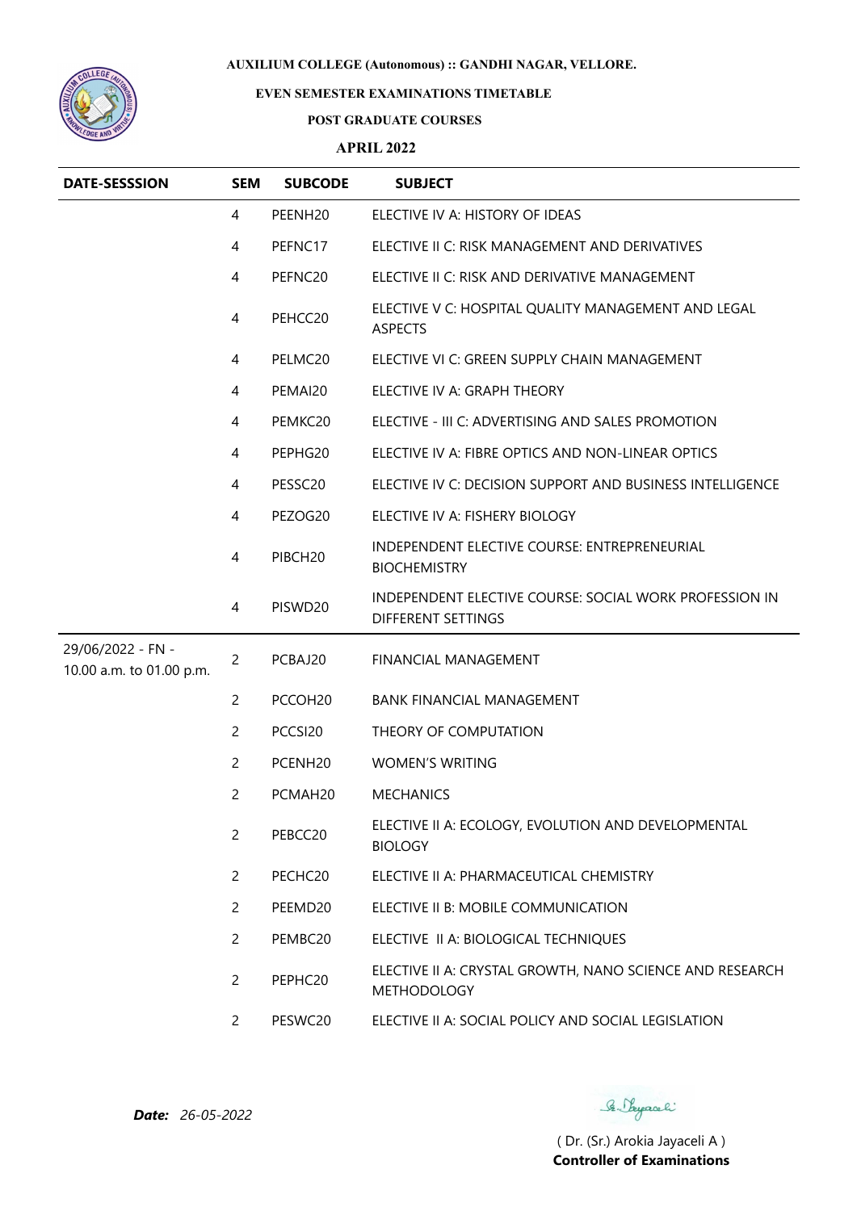**AUXILIUM COLLEGE (Autonomous) :: GANDHI NAGAR, VELLORE.**

**EVEN SEMESTER EXAMINATIONS TIMETABLE**

**POST GRADUATE COURSES**

**APRIL 2022**

| DATE-SESSSION | SEM | SUBCODE | SUBJECT |
|---|---|---|---|
| | 4 | PEENH20 | ELECTIVE IV A: HISTORY OF IDEAS |
| | 4 | PEFNC17 | ELECTIVE II C: RISK MANAGEMENT AND DERIVATIVES |
| | 4 | PEFNC20 | ELECTIVE II C: RISK AND DERIVATIVE MANAGEMENT |
| | 4 | PEHCC20 | ELECTIVE V C: HOSPITAL QUALITY MANAGEMENT AND LEGAL ASPECTS |
| | 4 | PELMC20 | ELECTIVE VI C: GREEN SUPPLY CHAIN MANAGEMENT |
| | 4 | PEMAI20 | ELECTIVE IV A: GRAPH THEORY |
| | 4 | PEMKC20 | ELECTIVE - III C: ADVERTISING AND SALES PROMOTION |
| | 4 | PEPHG20 | ELECTIVE IV A: FIBRE OPTICS AND NON-LINEAR OPTICS |
| | 4 | PESSC20 | ELECTIVE IV C: DECISION SUPPORT AND BUSINESS INTELLIGENCE |
| | 4 | PEZOG20 | ELECTIVE IV A: FISHERY BIOLOGY |
| | 4 | PIBCH20 | INDEPENDENT ELECTIVE COURSE: ENTREPRENEURIAL BIOCHEMISTRY |
| | 4 | PISWD20 | INDEPENDENT ELECTIVE COURSE: SOCIAL WORK PROFESSION IN DIFFERENT SETTINGS |
| 29/06/2022 - FN - 10.00 a.m. to 01.00 p.m. | 2 | PCBAJ20 | FINANCIAL MANAGEMENT |
| | 2 | PCCOH20 | BANK FINANCIAL MANAGEMENT |
| | 2 | PCCSI20 | THEORY OF COMPUTATION |
| | 2 | PCENH20 | WOMEN'S WRITING |
| | 2 | PCMAH20 | MECHANICS |
| | 2 | PEBCC20 | ELECTIVE II A: ECOLOGY, EVOLUTION AND DEVELOPMENTAL BIOLOGY |
| | 2 | PECHC20 | ELECTIVE II A: PHARMACEUTICAL CHEMISTRY |
| | 2 | PEEMD20 | ELECTIVE II B: MOBILE COMMUNICATION |
| | 2 | PEMBC20 | ELECTIVE II A: BIOLOGICAL TECHNIQUES |
| | 2 | PEPHC20 | ELECTIVE II A: CRYSTAL GROWTH, NANO SCIENCE AND RESEARCH METHODOLOGY |
| | 2 | PESWC20 | ELECTIVE II A: SOCIAL POLICY AND SOCIAL LEGISLATION |

***Date:*** *26-05-2022*

( Dr. (Sr.) Arokia Jayaceli A )
**Controller of Examinations**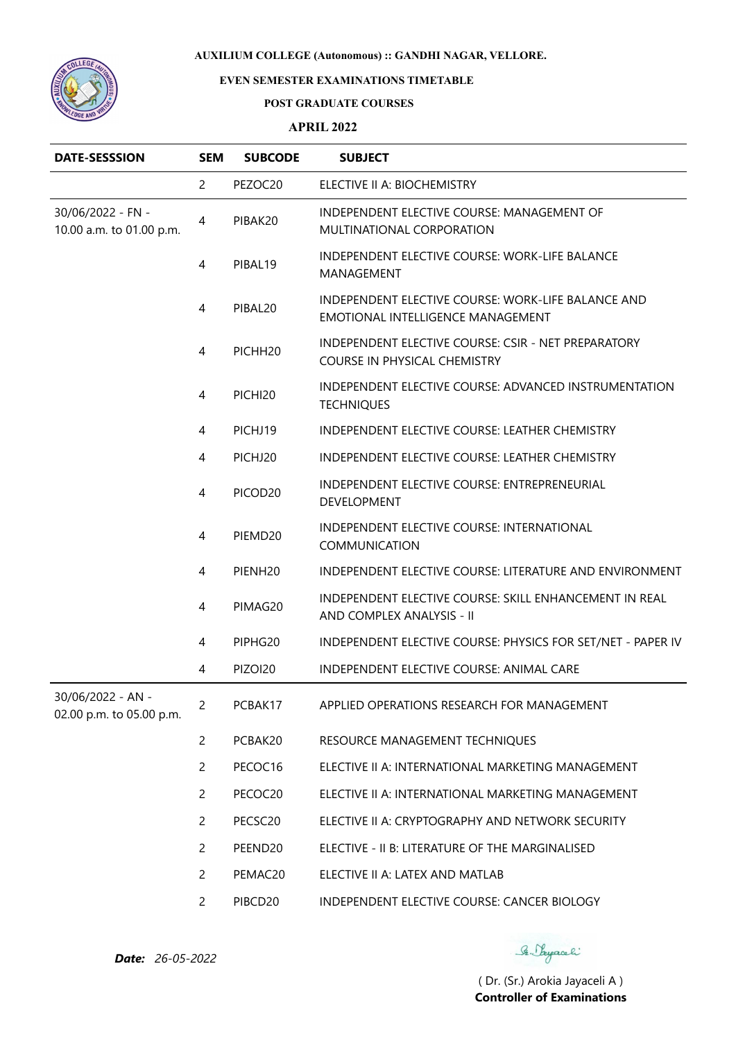**AUXILIUM COLLEGE (Autonomous) :: GANDHI NAGAR, VELLORE.**

**EVEN SEMESTER EXAMINATIONS TIMETABLE**

**POST GRADUATE COURSES**

**APRIL 2022**

| DATE-SESSSION | SEM | SUBCODE | SUBJECT |
|---|---|---|---|
| | 2 | PEZOC20 | ELECTIVE II A: BIOCHEMISTRY |
| 30/06/2022 - FN - 10.00 a.m. to 01.00 p.m. | 4 | PIBAK20 | INDEPENDENT ELECTIVE COURSE: MANAGEMENT OF MULTINATIONAL CORPORATION |
| | 4 | PIBAL19 | INDEPENDENT ELECTIVE COURSE: WORK-LIFE BALANCE MANAGEMENT |
| | 4 | PIBAL20 | INDEPENDENT ELECTIVE COURSE: WORK-LIFE BALANCE AND EMOTIONAL INTELLIGENCE MANAGEMENT |
| | 4 | PICHH20 | INDEPENDENT ELECTIVE COURSE: CSIR - NET PREPARATORY COURSE IN PHYSICAL CHEMISTRY |
| | 4 | PICHI20 | INDEPENDENT ELECTIVE COURSE: ADVANCED INSTRUMENTATION TECHNIQUES |
| | 4 | PICHJ19 | INDEPENDENT ELECTIVE COURSE: LEATHER CHEMISTRY |
| | 4 | PICHJ20 | INDEPENDENT ELECTIVE COURSE: LEATHER CHEMISTRY |
| | 4 | PICOD20 | INDEPENDENT ELECTIVE COURSE: ENTREPRENEURIAL DEVELOPMENT |
| | 4 | PIEMD20 | INDEPENDENT ELECTIVE COURSE: INTERNATIONAL COMMUNICATION |
| | 4 | PIENH20 | INDEPENDENT ELECTIVE COURSE: LITERATURE AND ENVIRONMENT |
| | 4 | PIMAG20 | INDEPENDENT ELECTIVE COURSE: SKILL ENHANCEMENT IN REAL AND COMPLEX ANALYSIS - II |
| | 4 | PIPHG20 | INDEPENDENT ELECTIVE COURSE: PHYSICS FOR SET/NET - PAPER IV |
| | 4 | PIZOI20 | INDEPENDENT ELECTIVE COURSE: ANIMAL CARE |
| 30/06/2022 - AN - 02.00 p.m. to 05.00 p.m. | 2 | PCBAK17 | APPLIED OPERATIONS RESEARCH FOR MANAGEMENT |
| | 2 | PCBAK20 | RESOURCE MANAGEMENT TECHNIQUES |
| | 2 | PECOC16 | ELECTIVE II A: INTERNATIONAL MARKETING MANAGEMENT |
| | 2 | PECOC20 | ELECTIVE II A: INTERNATIONAL MARKETING MANAGEMENT |
| | 2 | PECSC20 | ELECTIVE II A: CRYPTOGRAPHY AND NETWORK SECURITY |
| | 2 | PEEND20 | ELECTIVE - II B: LITERATURE OF THE MARGINALISED |
| | 2 | PEMAC20 | ELECTIVE II A: LATEX AND MATLAB |
| | 2 | PIBCD20 | INDEPENDENT ELECTIVE COURSE: CANCER BIOLOGY |

***Date:*** *26-05-2022*

( Dr. (Sr.) Arokia Jayaceli A )
**Controller of Examinations**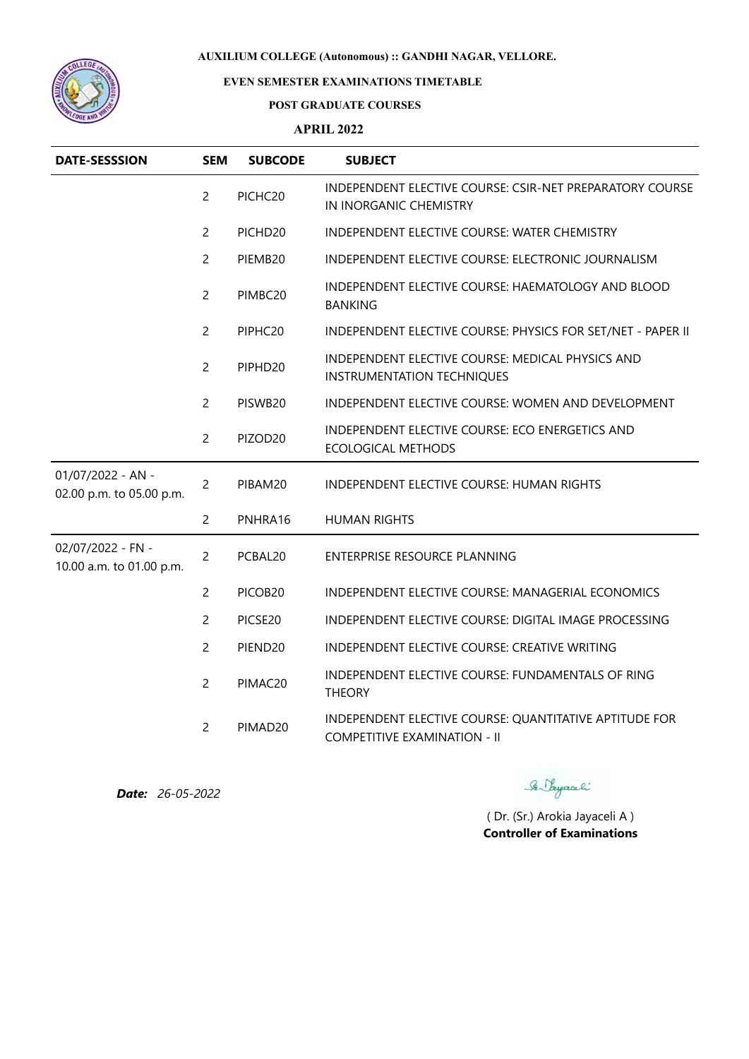**AUXILIUM COLLEGE (Autonomous) :: GANDHI NAGAR, VELLORE.**

**EVEN SEMESTER EXAMINATIONS TIMETABLE**

**POST GRADUATE COURSES**

**APRIL 2022**

| DATE-SESSSION | SEM | SUBCODE | SUBJECT |
|---|---|---|---|
| | 2 | PICHC20 | INDEPENDENT ELECTIVE COURSE: CSIR-NET PREPARATORY COURSE IN INORGANIC CHEMISTRY |
| | 2 | PICHD20 | INDEPENDENT ELECTIVE COURSE: WATER CHEMISTRY |
| | 2 | PIEMB20 | INDEPENDENT ELECTIVE COURSE: ELECTRONIC JOURNALISM |
| | 2 | PIMBC20 | INDEPENDENT ELECTIVE COURSE: HAEMATOLOGY AND BLOOD BANKING |
| | 2 | PIPHC20 | INDEPENDENT ELECTIVE COURSE: PHYSICS FOR SET/NET - PAPER II |
| | 2 | PIPHD20 | INDEPENDENT ELECTIVE COURSE: MEDICAL PHYSICS AND INSTRUMENTATION TECHNIQUES |
| | 2 | PISWB20 | INDEPENDENT ELECTIVE COURSE: WOMEN AND DEVELOPMENT |
| | 2 | PIZOD20 | INDEPENDENT ELECTIVE COURSE: ECO ENERGETICS AND ECOLOGICAL METHODS |
| 01/07/2022 - AN - 02.00 p.m. to 05.00 p.m. | 2 | PIBAM20 | INDEPENDENT ELECTIVE COURSE: HUMAN RIGHTS |
| | 2 | PNHRA16 | HUMAN RIGHTS |
| 02/07/2022 - FN - 10.00 a.m. to 01.00 p.m. | 2 | PCBAL20 | ENTERPRISE RESOURCE PLANNING |
| | 2 | PICOB20 | INDEPENDENT ELECTIVE COURSE: MANAGERIAL ECONOMICS |
| | 2 | PICSE20 | INDEPENDENT ELECTIVE COURSE: DIGITAL IMAGE PROCESSING |
| | 2 | PIEND20 | INDEPENDENT ELECTIVE COURSE: CREATIVE WRITING |
| | 2 | PIMAC20 | INDEPENDENT ELECTIVE COURSE: FUNDAMENTALS OF RING THEORY |
| | 2 | PIMAD20 | INDEPENDENT ELECTIVE COURSE: QUANTITATIVE APTITUDE FOR COMPETITIVE EXAMINATION - II |

***Date:*** *26-05-2022*

( Dr. (Sr.) Arokia Jayaceli A )
**Controller of Examinations**